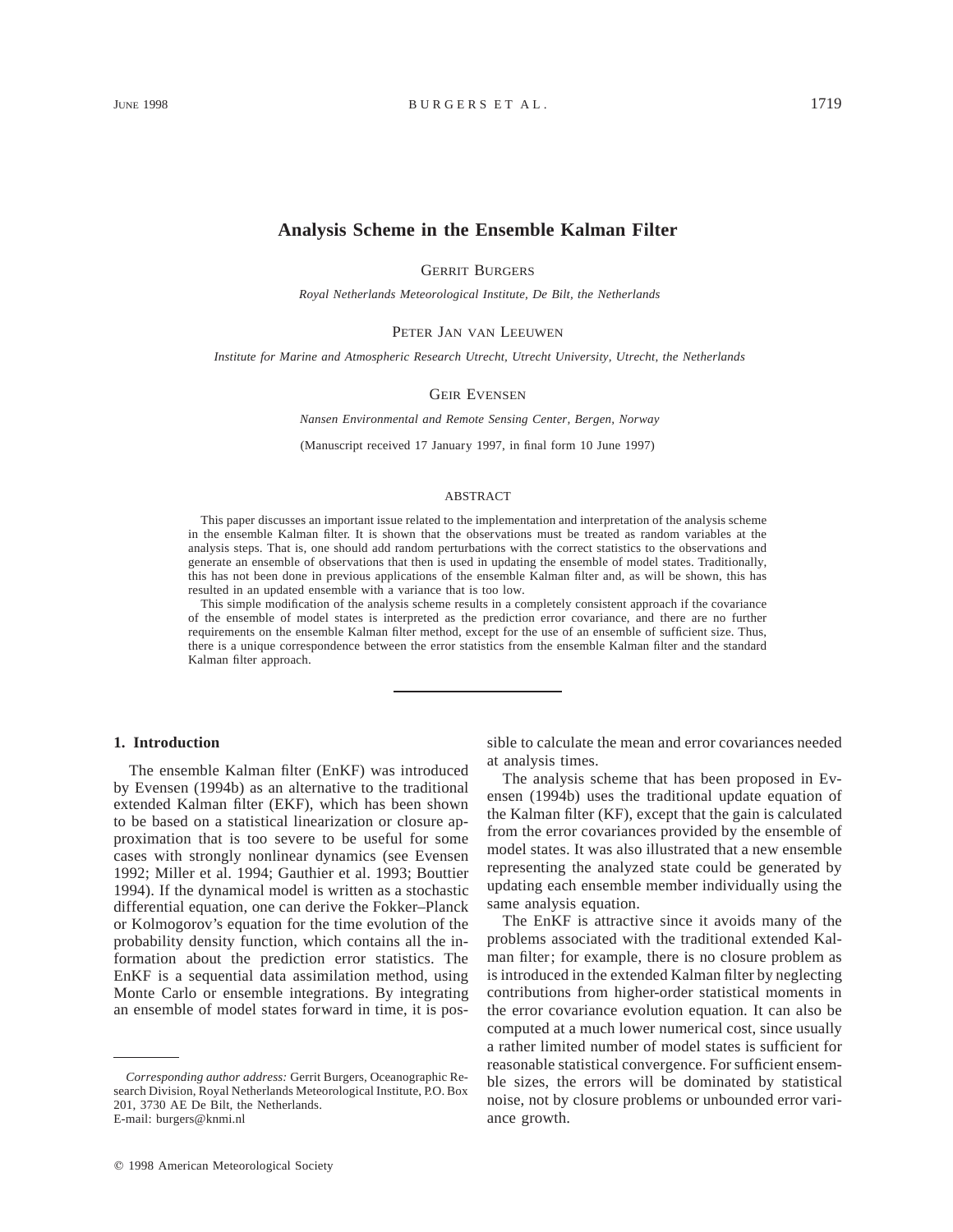# Analysis Scheme in the Ensemble Kalman Filter

GERRIT BURGERS

*Royal Netherlands Meteorological Institute, De Bilt, the Netherlands*

PETER JAN VAN LEEUWEN

*Institute for Marine and Atmospheric Research Utrecht, Utrecht University, Utrecht, the Netherlands*

GEIR EVENSEN

*Nansen Environmental and Remote Sensing Center, Bergen, Norway*

(Manuscript received 17 January 1997, in final form 10 June 1997)

## ABSTRACT

This paper discusses an important issue related to the implementation and interpretation of the analysis scheme in the ensemble Kalman filter. It is shown that the observations must be treated as random variables at the analysis steps. That is, one should add random perturbations with the correct statistics to the observations and generate an ensemble of observations that then is used in updating the ensemble of model states. Traditionally, this has not been done in previous applications of the ensemble Kalman filter and, as will be shown, this has resulted in an updated ensemble with a variance that is too low.

This simple modification of the analysis scheme results in a completely consistent approach if the covariance of the ensemble of model states is interpreted as the prediction error covariance, and there are no further requirements on the ensemble Kalman filter method, except for the use of an ensemble of sufficient size. Thus, there is a unique correspondence between the error statistics from the ensemble Kalman filter and the standard Kalman filter approach.

## 1. Introduction

The ensemble Kalman filter (EnKF) was introduced by Evensen (1994b) as an alternative to the traditional extended Kalman filter (EKF), which has been shown to be based on a statistical linearization or closure approximation that is too severe to be useful for some cases with strongly nonlinear dynamics (see Evensen 1992; Miller et al. 1994; Gauthier et al. 1993; Bouttier 1994). If the dynamical model is written as a stochastic differential equation, one can derive the Fokker–Planck or Kolmogorov's equation for the time evolution of the probability density function, which contains all the information about the prediction error statistics. The EnKF is a sequential data assimilation method, using Monte Carlo or ensemble integrations. By integrating an ensemble of model states forward in time, it is possible to calculate the mean and error covariances needed at analysis times.

The analysis scheme that has been proposed in Evensen (1994b) uses the traditional update equation of the Kalman filter (KF), except that the gain is calculated from the error covariances provided by the ensemble of model states. It was also illustrated that a new ensemble representing the analyzed state could be generated by updating each ensemble member individually using the same analysis equation.

The EnKF is attractive since it avoids many of the problems associated with the traditional extended Kalman filter; for example, there is no closure problem as is introduced in the extended Kalman filter by neglecting contributions from higher-order statistical moments in the error covariance evolution equation. It can also be computed at a much lower numerical cost, since usually a rather limited number of model states is sufficient for reasonable statistical convergence. For sufficient ensemble sizes, the errors will be dominated by statistical noise, not by closure problems or unbounded error variance growth.

---

*Corresponding author address:* Gerrit Burgers, Oceanographic Research Division, Royal Netherlands Meteorological Institute, P.O. Box 201, 3730 AE De Bilt, the Netherlands.
E-mail: burgers@knmi.nl

© 1998 American Meteorological Society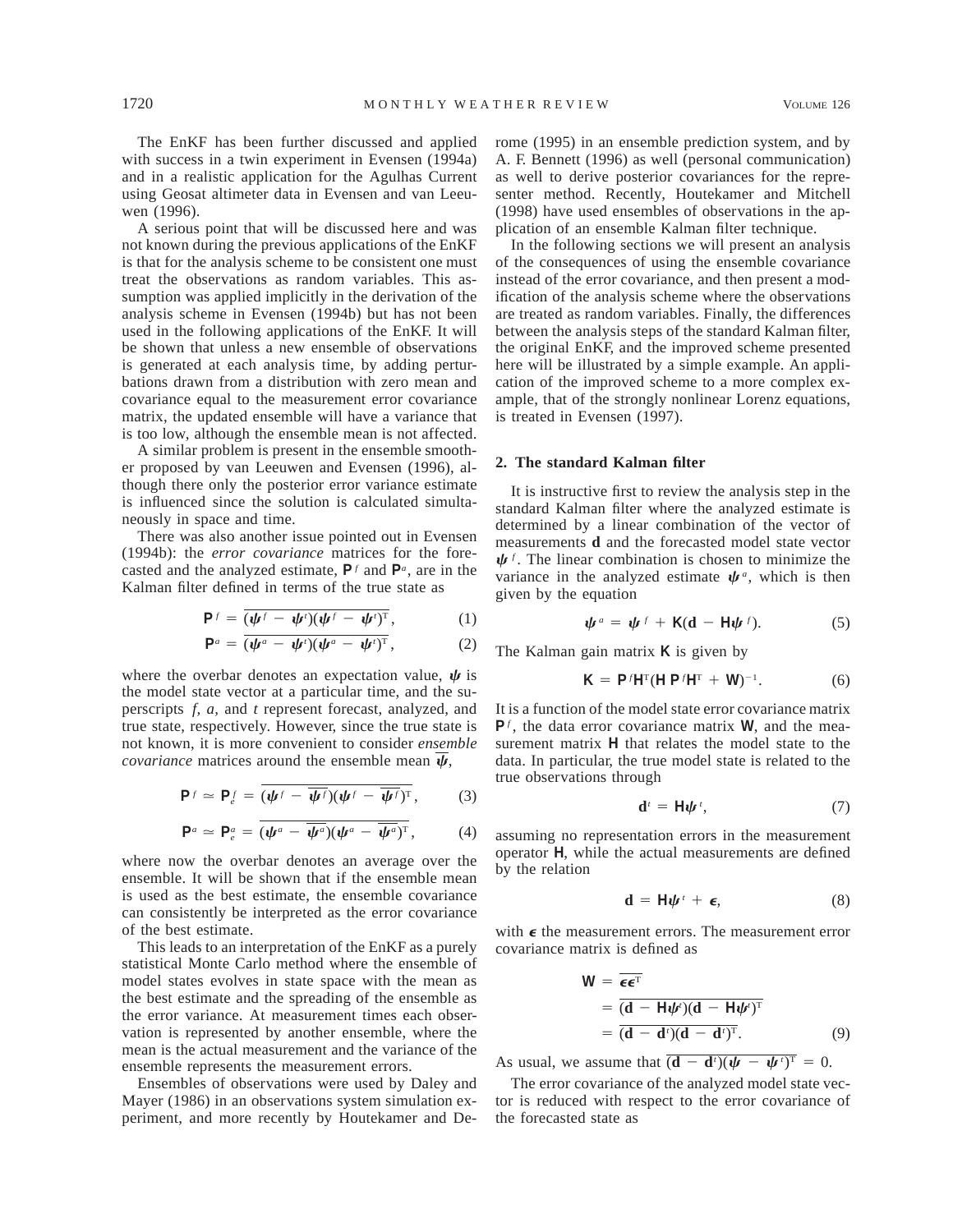The EnKF has been further discussed and applied with success in a twin experiment in Evensen (1994a) and in a realistic application for the Agulhas Current using Geosat altimeter data in Evensen and van Leeuwen (1996).

A serious point that will be discussed here and was not known during the previous applications of the EnKF is that for the analysis scheme to be consistent one must treat the observations as random variables. This assumption was applied implicitly in the derivation of the analysis scheme in Evensen (1994b) but has not been used in the following applications of the EnKF. It will be shown that unless a new ensemble of observations is generated at each analysis time, by adding perturbations drawn from a distribution with zero mean and covariance equal to the measurement error covariance matrix, the updated ensemble will have a variance that is too low, although the ensemble mean is not affected.

A similar problem is present in the ensemble smoother proposed by van Leeuwen and Evensen (1996), although there only the posterior error variance estimate is influenced since the solution is calculated simultaneously in space and time.

There was also another issue pointed out in Evensen (1994b): the *error covariance* matrices for the forecasted and the analyzed estimate, $\mathbf{P}^f$ and $\mathbf{P}^a$, are in the Kalman filter defined in terms of the true state as

$$\mathbf{P}^f = \overline{(\boldsymbol{\psi}^f - \boldsymbol{\psi}^t)(\boldsymbol{\psi}^f - \boldsymbol{\psi}^t)^{\mathrm{T}}}, \tag{1}$$

$$\mathbf{P}^a = \overline{(\boldsymbol{\psi}^a - \boldsymbol{\psi}^t)(\boldsymbol{\psi}^a - \boldsymbol{\psi}^t)^{\mathrm{T}}}, \tag{2}$$

where the overbar denotes an expectation value, $\boldsymbol{\psi}$ is the model state vector at a particular time, and the superscripts *f, a,* and *t* represent forecast, analyzed, and true state, respectively. However, since the true state is not known, it is more convenient to consider *ensemble covariance* matrices around the ensemble mean $\overline{\boldsymbol{\psi}}$,

$$\mathbf{P}^f \simeq \mathbf{P}^f_e = \overline{(\boldsymbol{\psi}^f - \overline{\boldsymbol{\psi}^f})(\boldsymbol{\psi}^f - \overline{\boldsymbol{\psi}^f})^{\mathrm{T}}}, \tag{3}$$

$$\mathbf{P}^a \simeq \mathbf{P}^a_e = \overline{(\boldsymbol{\psi}^a - \overline{\boldsymbol{\psi}^a})(\boldsymbol{\psi}^a - \overline{\boldsymbol{\psi}^a})^{\mathrm{T}}}, \tag{4}$$

where now the overbar denotes an average over the ensemble. It will be shown that if the ensemble mean is used as the best estimate, the ensemble covariance can consistently be interpreted as the error covariance of the best estimate.

This leads to an interpretation of the EnKF as a purely statistical Monte Carlo method where the ensemble of model states evolves in state space with the mean as the best estimate and the spreading of the ensemble as the error variance. At measurement times each observation is represented by another ensemble, where the mean is the actual measurement and the variance of the ensemble represents the measurement errors.

Ensembles of observations were used by Daley and Mayer (1986) in an observations system simulation experiment, and more recently by Houtekamer and Derome (1995) in an ensemble prediction system, and by A. F. Bennett (1996) as well (personal communication) as well to derive posterior covariances for the representer method. Recently, Houtekamer and Mitchell (1998) have used ensembles of observations in the application of an ensemble Kalman filter technique.

In the following sections we will present an analysis of the consequences of using the ensemble covariance instead of the error covariance, and then present a modification of the analysis scheme where the observations are treated as random variables. Finally, the differences between the analysis steps of the standard Kalman filter, the original EnKF, and the improved scheme presented here will be illustrated by a simple example. An application of the improved scheme to a more complex example, that of the strongly nonlinear Lorenz equations, is treated in Evensen (1997).

## 2. The standard Kalman filter

It is instructive first to review the analysis step in the standard Kalman filter where the analyzed estimate is determined by a linear combination of the vector of measurements $\mathbf{d}$ and the forecasted model state vector $\boldsymbol{\psi}^f$. The linear combination is chosen to minimize the variance in the analyzed estimate $\boldsymbol{\psi}^a$, which is then given by the equation

$$\boldsymbol{\psi}^a = \boldsymbol{\psi}^f + \mathbf{K}(\mathbf{d} - \mathbf{H}\boldsymbol{\psi}^f). \tag{5}$$

The Kalman gain matrix $\mathbf{K}$ is given by

$$\mathbf{K} = \mathbf{P}^f\mathbf{H}^{\mathrm{T}}(\mathbf{H}\,\mathbf{P}^f\mathbf{H}^{\mathrm{T}} + \mathbf{W})^{-1}. \tag{6}$$

It is a function of the model state error covariance matrix $\mathbf{P}^f$, the data error covariance matrix $\mathbf{W}$, and the measurement matrix $\mathbf{H}$ that relates the model state to the data. In particular, the true model state is related to the true observations through

$$\mathbf{d}^t = \mathbf{H}\boldsymbol{\psi}^t, \tag{7}$$

assuming no representation errors in the measurement operator $\mathbf{H}$, while the actual measurements are defined by the relation

$$\mathbf{d} = \mathbf{H}\boldsymbol{\psi}^t + \boldsymbol{\epsilon}, \tag{8}$$

with $\boldsymbol{\epsilon}$ the measurement errors. The measurement error covariance matrix is defined as

$$\begin{aligned}
\mathbf{W} &= \overline{\boldsymbol{\epsilon}\boldsymbol{\epsilon}^{\mathrm{T}}} \\
&= \overline{(\mathbf{d} - \mathbf{H}\boldsymbol{\psi}^t)(\mathbf{d} - \mathbf{H}\boldsymbol{\psi}^t)^{\mathrm{T}}} \\
&= \overline{(\mathbf{d} - \mathbf{d}^t)(\mathbf{d} - \mathbf{d}^t)^{\mathrm{T}}}.
\end{aligned} \tag{9}$$

As usual, we assume that $\overline{(\mathbf{d} - \mathbf{d}^t)(\boldsymbol{\psi} - \boldsymbol{\psi}^t)^{\mathrm{T}}} = 0$.

The error covariance of the analyzed model state vector is reduced with respect to the error covariance of the forecasted state as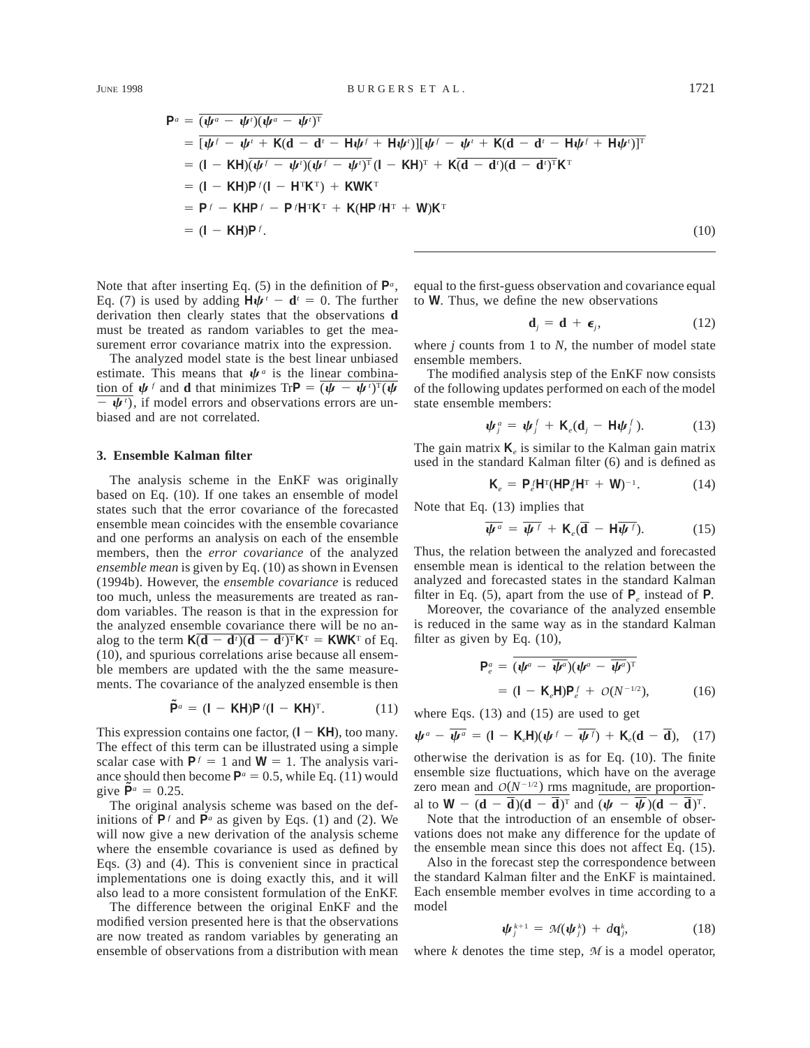$$
\begin{aligned}
\mathbf{P}^a &= \overline{(\boldsymbol{\psi}^a - \boldsymbol{\psi}^t)(\boldsymbol{\psi}^a - \boldsymbol{\psi}^t)^{\mathrm{T}}} \\
&= \overline{[\boldsymbol{\psi}^f - \boldsymbol{\psi}^t + \mathbf{K}(\mathbf{d} - \mathbf{d}^t - \mathbf{H}\boldsymbol{\psi}^f + \mathbf{H}\boldsymbol{\psi}^t)][\boldsymbol{\psi}^f - \boldsymbol{\psi}^t + \mathbf{K}(\mathbf{d} - \mathbf{d}^t - \mathbf{H}\boldsymbol{\psi}^f + \mathbf{H}\boldsymbol{\psi}^t)]^{\mathrm{T}}} \\
&= (\mathbf{I} - \mathbf{K}\mathbf{H})\overline{(\boldsymbol{\psi}^f - \boldsymbol{\psi}^t)(\boldsymbol{\psi}^f - \boldsymbol{\psi}^t)^{\mathrm{T}}}(\mathbf{I} - \mathbf{K}\mathbf{H})^{\mathrm{T}} + \mathbf{K}\overline{(\mathbf{d} - \mathbf{d}^t)(\mathbf{d} - \mathbf{d}^t)^{\mathrm{T}}}\mathbf{K}^{\mathrm{T}} \\
&= (\mathbf{I} - \mathbf{K}\mathbf{H})\mathbf{P}^f(\mathbf{I} - \mathbf{H}^{\mathrm{T}}\mathbf{K}^{\mathrm{T}}) + \mathbf{K}\mathbf{W}\mathbf{K}^{\mathrm{T}} \\
&= \mathbf{P}^f - \mathbf{K}\mathbf{H}\mathbf{P}^f - \mathbf{P}^f\mathbf{H}^{\mathrm{T}}\mathbf{K}^{\mathrm{T}} + \mathbf{K}(\mathbf{H}\mathbf{P}^f\mathbf{H}^{\mathrm{T}} + \mathbf{W})\mathbf{K}^{\mathrm{T}} \\
&= (\mathbf{I} - \mathbf{K}\mathbf{H})\mathbf{P}^f. 
\end{aligned} \tag{10}
$$

Note that after inserting Eq. (5) in the definition of $\mathbf{P}^a$, Eq. (7) is used by adding $\mathbf{H}\boldsymbol{\psi}^t - \mathbf{d}^t = 0$. The further derivation then clearly states that the observations $\mathbf{d}$ must be treated as random variables to get the measurement error covariance matrix into the expression.

The analyzed model state is the best linear unbiased estimate. This means that $\boldsymbol{\psi}^a$ is the linear combination of $\boldsymbol{\psi}^f$ and $\mathbf{d}$ that minimizes $\mathrm{Tr}\mathbf{P} = \overline{(\boldsymbol{\psi} - \boldsymbol{\psi}^t)^{\mathrm{T}}(\boldsymbol{\psi} - \boldsymbol{\psi}^t)}$, if model errors and observations errors are unbiased and are not correlated.

## 3. Ensemble Kalman filter

The analysis scheme in the EnKF was originally based on Eq. (10). If one takes an ensemble of model states such that the error covariance of the forecasted ensemble mean coincides with the ensemble covariance and one performs an analysis on each of the ensemble members, then the *error covariance* of the analyzed *ensemble mean* is given by Eq. (10) as shown in Evensen (1994b). However, the *ensemble covariance* is reduced too much, unless the measurements are treated as random variables. The reason is that in the expression for the analyzed ensemble covariance there will be no analog to the term $\mathbf{K}\overline{(\mathbf{d} - \mathbf{d}^t)(\mathbf{d} - \mathbf{d}^t)^{\mathrm{T}}}\mathbf{K}^{\mathrm{T}} = \mathbf{K}\mathbf{W}\mathbf{K}^{\mathrm{T}}$ of Eq. (10), and spurious correlations arise because all ensemble members are updated with the the same measurements. The covariance of the analyzed ensemble is then

$$
\tilde{\mathbf{P}}^a = (\mathbf{I} - \mathbf{K}\mathbf{H})\mathbf{P}^f(\mathbf{I} - \mathbf{K}\mathbf{H})^{\mathrm{T}}. \tag{11}
$$

This expression contains one factor, $(\mathbf{I} - \mathbf{K}\mathbf{H})$, too many. The effect of this term can be illustrated using a simple scalar case with $\mathbf{P}^f = 1$ and $\mathbf{W} = 1$. The analysis variance should then become $\mathbf{P}^a = 0.5$, while Eq. (11) would give $\tilde{\mathbf{P}}^a = 0.25$.

The original analysis scheme was based on the definitions of $\mathbf{P}^f$ and $\mathbf{P}^a$ as given by Eqs. (1) and (2). We will now give a new derivation of the analysis scheme where the ensemble covariance is used as defined by Eqs. (3) and (4). This is convenient since in practical implementations one is doing exactly this, and it will also lead to a more consistent formulation of the EnKF.

The difference between the original EnKF and the modified version presented here is that the observations are now treated as random variables by generating an ensemble of observations from a distribution with mean equal to the first-guess observation and covariance equal to $\mathbf{W}$. Thus, we define the new observations

$$
\mathbf{d}_j = \mathbf{d} + \boldsymbol{\epsilon}_j, \tag{12}
$$

where $j$ counts from 1 to $N$, the number of model state ensemble members.

The modified analysis step of the EnKF now consists of the following updates performed on each of the model state ensemble members:

$$
\boldsymbol{\psi}_j^a = \boldsymbol{\psi}_j^f + \mathbf{K}_e(\mathbf{d}_j - \mathbf{H}\boldsymbol{\psi}_j^f). \tag{13}
$$

The gain matrix $\mathbf{K}_e$ is similar to the Kalman gain matrix used in the standard Kalman filter (6) and is defined as

$$
\mathbf{K}_e = \mathbf{P}_e^f\mathbf{H}^{\mathrm{T}}(\mathbf{H}\mathbf{P}_e^f\mathbf{H}^{\mathrm{T}} + \mathbf{W})^{-1}. \tag{14}
$$

Note that Eq. (13) implies that

$$
\overline{\boldsymbol{\psi}^a} = \overline{\boldsymbol{\psi}^f} + \mathbf{K}_e(\overline{\mathbf{d}} - \mathbf{H}\overline{\boldsymbol{\psi}^f}). \tag{15}
$$

Thus, the relation between the analyzed and forecasted ensemble mean is identical to the relation between the analyzed and forecasted states in the standard Kalman filter in Eq. (5), apart from the use of $\mathbf{P}_e$ instead of $\mathbf{P}$.

Moreover, the covariance of the analyzed ensemble is reduced in the same way as in the standard Kalman filter as given by Eq. (10),

$$
\begin{aligned}
\mathbf{P}_e^a &= \overline{(\boldsymbol{\psi}^a - \overline{\boldsymbol{\psi}^a})(\boldsymbol{\psi}^a - \overline{\boldsymbol{\psi}^a})^{\mathrm{T}}} \\
&= (\mathbf{I} - \mathbf{K}_e\mathbf{H})\mathbf{P}_e^f + \mathcal{O}(N^{-1/2}),
\end{aligned} \tag{16}
$$

where Eqs. (13) and (15) are used to get

$$
\boldsymbol{\psi}^a - \overline{\boldsymbol{\psi}^a} = (\mathbf{I} - \mathbf{K}_e\mathbf{H})(\boldsymbol{\psi}^f - \overline{\boldsymbol{\psi}^f}) + \mathbf{K}_e(\mathbf{d} - \overline{\mathbf{d}}), \tag{17}
$$

otherwise the derivation is as for Eq. (10). The finite ensemble size fluctuations, which have on the average zero mean and $\mathcal{O}(N^{-1/2})$ rms magnitude, are proportional to $\mathbf{W} - \overline{(\mathbf{d} - \overline{\mathbf{d}})(\mathbf{d} - \overline{\mathbf{d}})^{\mathrm{T}}}$ and $\overline{(\boldsymbol{\psi} - \overline{\boldsymbol{\psi}})(\mathbf{d} - \overline{\mathbf{d}})^{\mathrm{T}}}$.

Note that the introduction of an ensemble of observations does not make any difference for the update of the ensemble mean since this does not affect Eq. (15).

Also in the forecast step the correspondence between the standard Kalman filter and the EnKF is maintained. Each ensemble member evolves in time according to a model

$$
\boldsymbol{\psi}_j^{k+1} = \mathcal{M}(\boldsymbol{\psi}_j^k) + d\mathbf{q}_j^k, \tag{18}
$$

where $k$ denotes the time step, $\mathcal{M}$ is a model operator,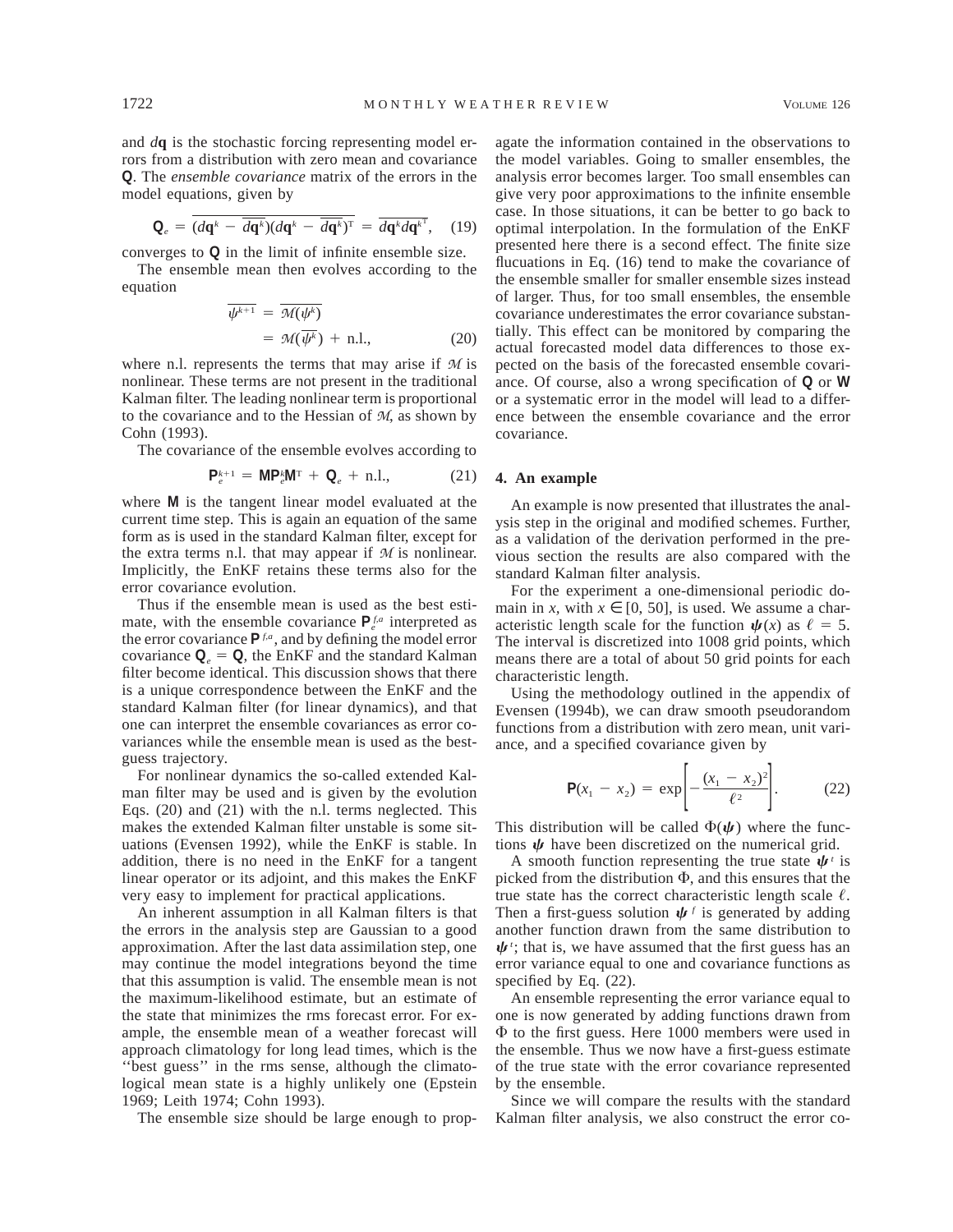and $d\mathbf{q}$ is the stochastic forcing representing model errors from a distribution with zero mean and covariance $\mathbf{Q}$. The *ensemble covariance* matrix of the errors in the model equations, given by

$$\mathbf{Q}_e = \overline{(d\mathbf{q}^k - \overline{d\mathbf{q}^k})(d\mathbf{q}^k - \overline{d\mathbf{q}^k})^{\mathrm{T}}} = \overline{d\mathbf{q}^k d\mathbf{q}^{k^{\mathrm{T}}}}, \quad (19)$$

converges to $\mathbf{Q}$ in the limit of infinite ensemble size.

The ensemble mean then evolves according to the equation

$$\begin{aligned} \overline{\psi^{k+1}} &= \overline{\mathcal{M}(\psi^k)} \\ &= \mathcal{M}(\overline{\psi^k}) + \text{n.l.}, \end{aligned} \quad (20)$$

where n.l. represents the terms that may arise if $\mathcal{M}$ is nonlinear. These terms are not present in the traditional Kalman filter. The leading nonlinear term is proportional to the covariance and to the Hessian of $\mathcal{M}$, as shown by Cohn (1993).

The covariance of the ensemble evolves according to

$$\mathbf{P}_e^{k+1} = \mathbf{M}\mathbf{P}_e^k\mathbf{M}^{\mathrm{T}} + \mathbf{Q}_e + \text{n.l.}, \quad (21)$$

where $\mathbf{M}$ is the tangent linear model evaluated at the current time step. This is again an equation of the same form as is used in the standard Kalman filter, except for the extra terms n.l. that may appear if $\mathcal{M}$ is nonlinear. Implicitly, the EnKF retains these terms also for the error covariance evolution.

Thus if the ensemble mean is used as the best estimate, with the ensemble covariance $\mathbf{P}_e^{f,a}$ interpreted as the error covariance $\mathbf{P}^{f,a}$, and by defining the model error covariance $\mathbf{Q}_e = \mathbf{Q}$, the EnKF and the standard Kalman filter become identical. This discussion shows that there is a unique correspondence between the EnKF and the standard Kalman filter (for linear dynamics), and that one can interpret the ensemble covariances as error covariances while the ensemble mean is used as the best-guess trajectory.

For nonlinear dynamics the so-called extended Kalman filter may be used and is given by the evolution Eqs. (20) and (21) with the n.l. terms neglected. This makes the extended Kalman filter unstable is some situations (Evensen 1992), while the EnKF is stable. In addition, there is no need in the EnKF for a tangent linear operator or its adjoint, and this makes the EnKF very easy to implement for practical applications.

An inherent assumption in all Kalman filters is that the errors in the analysis step are Gaussian to a good approximation. After the last data assimilation step, one may continue the model integrations beyond the time that this assumption is valid. The ensemble mean is not the maximum-likelihood estimate, but an estimate of the state that minimizes the rms forecast error. For example, the ensemble mean of a weather forecast will approach climatology for long lead times, which is the ''best guess'' in the rms sense, although the climatological mean state is a highly unlikely one (Epstein 1969; Leith 1974; Cohn 1993).

The ensemble size should be large enough to propagate the information contained in the observations to the model variables. Going to smaller ensembles, the analysis error becomes larger. Too small ensembles can give very poor approximations to the infinite ensemble case. In those situations, it can be better to go back to optimal interpolation. In the formulation of the EnKF presented here there is a second effect. The finite size flucuations in Eq. (16) tend to make the covariance of the ensemble smaller for smaller ensemble sizes instead of larger. Thus, for too small ensembles, the ensemble covariance underestimates the error covariance substantially. This effect can be monitored by comparing the actual forecasted model data differences to those expected on the basis of the forecasted ensemble covariance. Of course, also a wrong specification of $\mathbf{Q}$ or $\mathbf{W}$ or a systematic error in the model will lead to a difference between the ensemble covariance and the error covariance.

## 4. An example

An example is now presented that illustrates the analysis step in the original and modified schemes. Further, as a validation of the derivation performed in the previous section the results are also compared with the standard Kalman filter analysis.

For the experiment a one-dimensional periodic domain in $x$, with $x \in [0, 50]$, is used. We assume a characteristic length scale for the function $\boldsymbol{\psi}(x)$ as $\ell = 5$. The interval is discretized into 1008 grid points, which means there are a total of about 50 grid points for each characteristic length.

Using the methodology outlined in the appendix of Evensen (1994b), we can draw smooth pseudorandom functions from a distribution with zero mean, unit variance, and a specified covariance given by

$$\mathbf{P}(x_1 - x_2) = \exp\left[-\frac{(x_1 - x_2)^2}{\ell^2}\right]. \quad (22)$$

This distribution will be called $\Phi(\boldsymbol{\psi})$ where the functions $\boldsymbol{\psi}$ have been discretized on the numerical grid.

A smooth function representing the true state $\boldsymbol{\psi}^t$ is picked from the distribution $\Phi$, and this ensures that the true state has the correct characteristic length scale $\ell$. Then a first-guess solution $\boldsymbol{\psi}^f$ is generated by adding another function drawn from the same distribution to $\boldsymbol{\psi}^t$; that is, we have assumed that the first guess has an error variance equal to one and covariance functions as specified by Eq. (22).

An ensemble representing the error variance equal to one is now generated by adding functions drawn from $\Phi$ to the first guess. Here 1000 members were used in the ensemble. Thus we now have a first-guess estimate of the true state with the error covariance represented by the ensemble.

Since we will compare the results with the standard Kalman filter analysis, we also construct the error co-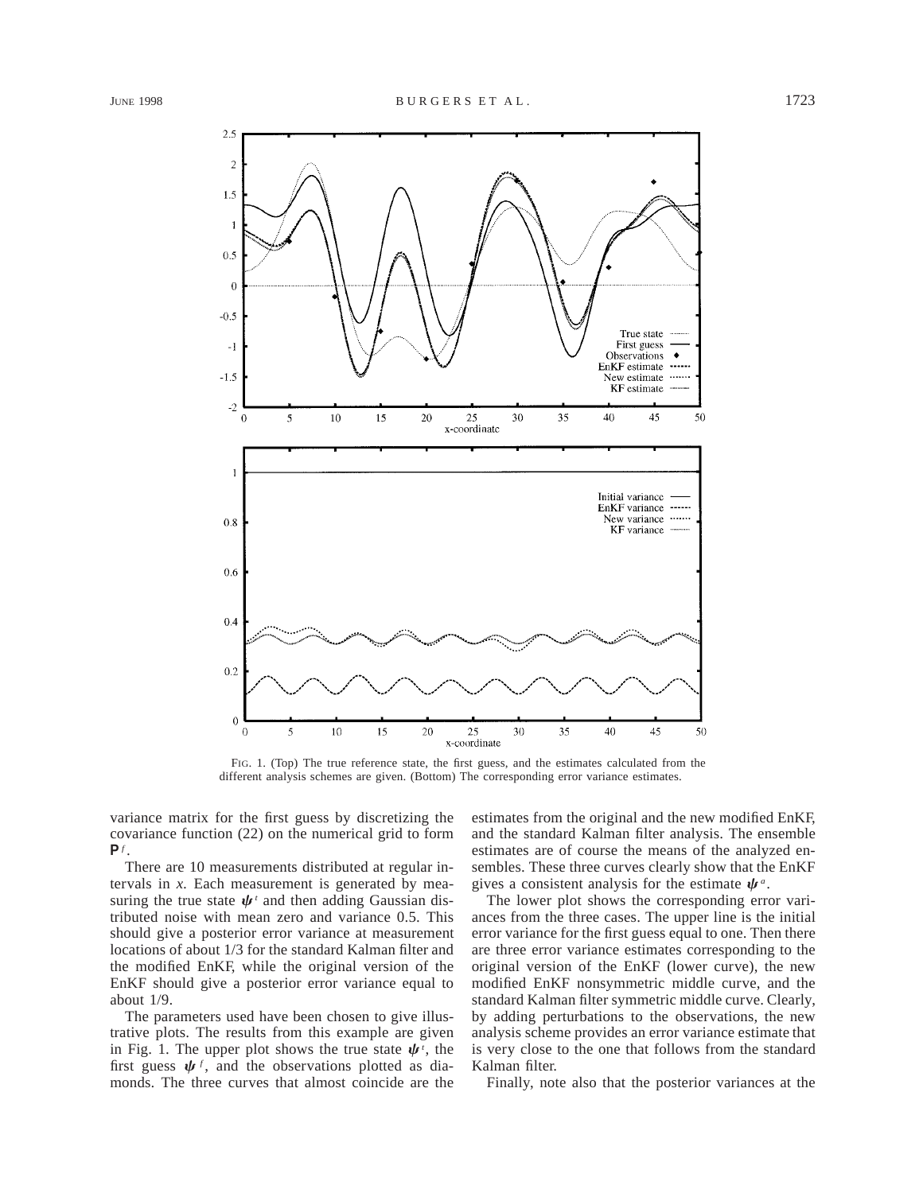FIG. 1. (Top) The true reference state, the first guess, and the estimates calculated from the different analysis schemes are given. (Bottom) The corresponding error variance estimates.

variance matrix for the first guess by discretizing the covariance function (22) on the numerical grid to form $\mathbf{P}^f$.

There are 10 measurements distributed at regular intervals in $x$. Each measurement is generated by measuring the true state $\boldsymbol{\psi}^t$ and then adding Gaussian distributed noise with mean zero and variance 0.5. This should give a posterior error variance at measurement locations of about 1/3 for the standard Kalman filter and the modified EnKF, while the original version of the EnKF should give a posterior error variance equal to about 1/9.

The parameters used have been chosen to give illustrative plots. The results from this example are given in Fig. 1. The upper plot shows the true state $\boldsymbol{\psi}^t$, the first guess $\boldsymbol{\psi}^f$, and the observations plotted as diamonds. The three curves that almost coincide are the estimates from the original and the new modified EnKF, and the standard Kalman filter analysis. The ensemble estimates are of course the means of the analyzed ensembles. These three curves clearly show that the EnKF gives a consistent analysis for the estimate $\boldsymbol{\psi}^a$.

The lower plot shows the corresponding error variances from the three cases. The upper line is the initial error variance for the first guess equal to one. Then there are three error variance estimates corresponding to the original version of the EnKF (lower curve), the new modified EnKF nonsymmetric middle curve, and the standard Kalman filter symmetric middle curve. Clearly, by adding perturbations to the observations, the new analysis scheme provides an error variance estimate that is very close to the one that follows from the standard Kalman filter.

Finally, note also that the posterior variances at the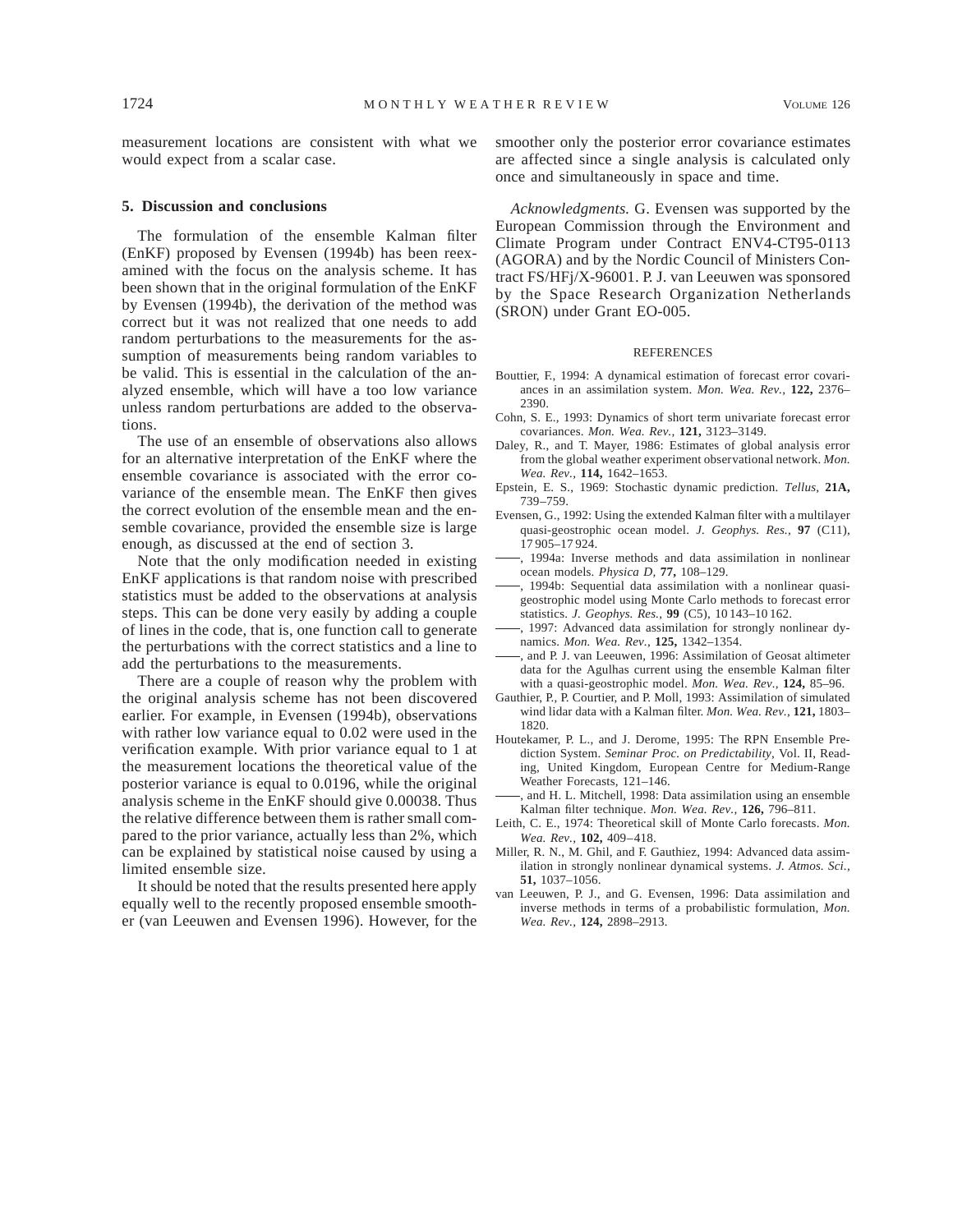measurement locations are consistent with what we would expect from a scalar case.

## 5. Discussion and conclusions

The formulation of the ensemble Kalman filter (EnKF) proposed by Evensen (1994b) has been reexamined with the focus on the analysis scheme. It has been shown that in the original formulation of the EnKF by Evensen (1994b), the derivation of the method was correct but it was not realized that one needs to add random perturbations to the measurements for the assumption of measurements being random variables to be valid. This is essential in the calculation of the analyzed ensemble, which will have a too low variance unless random perturbations are added to the observations.

The use of an ensemble of observations also allows for an alternative interpretation of the EnKF where the ensemble covariance is associated with the error covariance of the ensemble mean. The EnKF then gives the correct evolution of the ensemble mean and the ensemble covariance, provided the ensemble size is large enough, as discussed at the end of section 3.

Note that the only modification needed in existing EnKF applications is that random noise with prescribed statistics must be added to the observations at analysis steps. This can be done very easily by adding a couple of lines in the code, that is, one function call to generate the perturbations with the correct statistics and a line to add the perturbations to the measurements.

There are a couple of reason why the problem with the original analysis scheme has not been discovered earlier. For example, in Evensen (1994b), observations with rather low variance equal to 0.02 were used in the verification example. With prior variance equal to 1 at the measurement locations the theoretical value of the posterior variance is equal to 0.0196, while the original analysis scheme in the EnKF should give 0.00038. Thus the relative difference between them is rather small compared to the prior variance, actually less than 2%, which can be explained by statistical noise caused by using a limited ensemble size.

It should be noted that the results presented here apply equally well to the recently proposed ensemble smoother (van Leeuwen and Evensen 1996). However, for the smoother only the posterior error covariance estimates are affected since a single analysis is calculated only once and simultaneously in space and time.

*Acknowledgments.* G. Evensen was supported by the European Commission through the Environment and Climate Program under Contract ENV4-CT95-0113 (AGORA) and by the Nordic Council of Ministers Contract FS/HFj/X-96001. P. J. van Leeuwen was sponsored by the Space Research Organization Netherlands (SRON) under Grant EO-005.

### REFERENCES

Bouttier, F., 1994: A dynamical estimation of forecast error covariances in an assimilation system. *Mon. Wea. Rev.,* **122,** 2376–2390.

Cohn, S. E., 1993: Dynamics of short term univariate forecast error covariances. *Mon. Wea. Rev.,* **121,** 3123–3149.

Daley, R., and T. Mayer, 1986: Estimates of global analysis error from the global weather experiment observational network. *Mon. Wea. Rev.,* **114,** 1642–1653.

Epstein, E. S., 1969: Stochastic dynamic prediction. *Tellus,* **21A,** 739–759.

Evensen, G., 1992: Using the extended Kalman filter with a multilayer quasi-geostrophic ocean model. *J. Geophys. Res.,* **97** (C11), 17 905–17 924.

——, 1994a: Inverse methods and data assimilation in nonlinear ocean models. *Physica D,* **77,** 108–129.

——, 1994b: Sequential data assimilation with a nonlinear quasi-geostrophic model using Monte Carlo methods to forecast error statistics. *J. Geophys. Res.,* **99** (C5), 10 143–10 162.

——, 1997: Advanced data assimilation for strongly nonlinear dynamics. *Mon. Wea. Rev.,* **125,** 1342–1354.

——, and P. J. van Leeuwen, 1996: Assimilation of Geosat altimeter data for the Agulhas current using the ensemble Kalman filter with a quasi-geostrophic model. *Mon. Wea. Rev.,* **124,** 85–96.

Gauthier, P., P. Courtier, and P. Moll, 1993: Assimilation of simulated wind lidar data with a Kalman filter. *Mon. Wea. Rev.,* **121,** 1803–1820.

Houtekamer, P. L., and J. Derome, 1995: The RPN Ensemble Prediction System. *Seminar Proc. on Predictability,* Vol. II, Reading, United Kingdom, European Centre for Medium-Range Weather Forecasts, 121–146.

——, and H. L. Mitchell, 1998: Data assimilation using an ensemble Kalman filter technique. *Mon. Wea. Rev.,* **126,** 796–811.

Leith, C. E., 1974: Theoretical skill of Monte Carlo forecasts. *Mon. Wea. Rev.,* **102,** 409–418.

Miller, R. N., M. Ghil, and F. Gauthiez, 1994: Advanced data assimilation in strongly nonlinear dynamical systems. *J. Atmos. Sci.,* **51,** 1037–1056.

van Leeuwen, P. J., and G. Evensen, 1996: Data assimilation and inverse methods in terms of a probabilistic formulation, *Mon. Wea. Rev.,* **124,** 2898–2913.